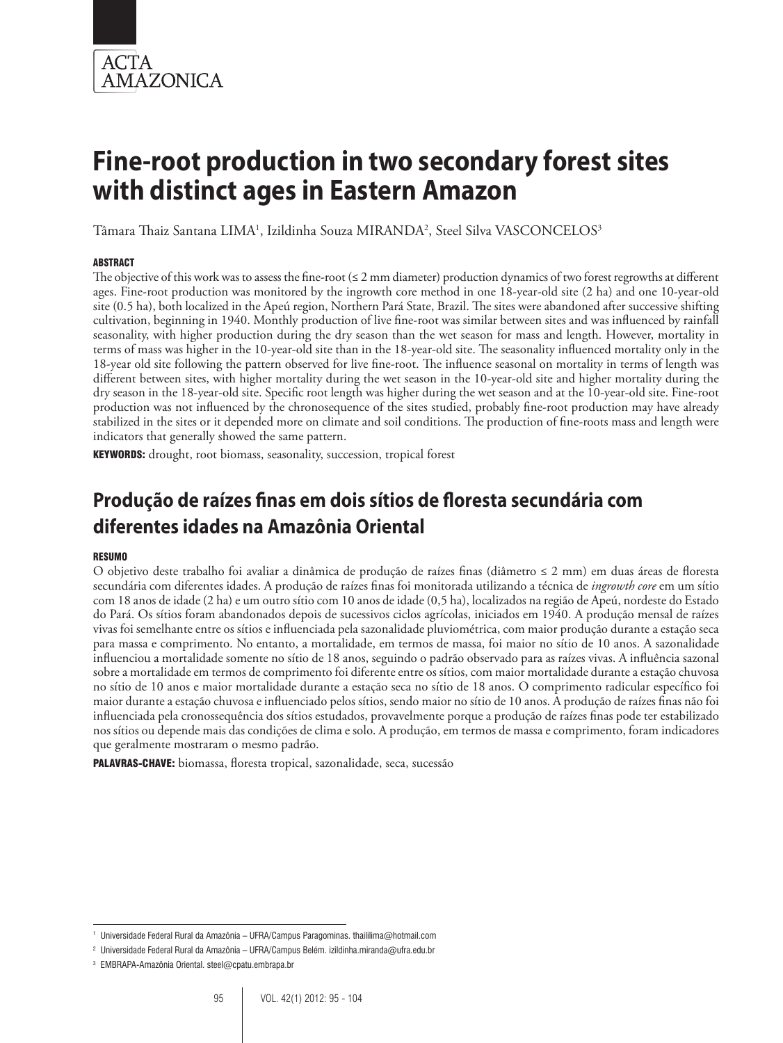ACTA AMAZONICA

# Fine-root production in two secondary forest sites with distinct ages in Eastern Amazon

Tâmara Thaiz Santana LIMA[1], Izildinha Souza MIRANDA[2], Steel Silva VASCONCELOS[3]

#### ABSTRACT

The objective of this work was to assess the fine-root (≤ 2 mm diameter) production dynamics of two forest regrowths at different ages. Fine-root production was monitored by the ingrowth core method in one 18-year-old site (2 ha) and one 10-year-old site (0.5 ha), both localized in the Apeú region, Northern Pará State, Brazil. The sites were abandoned after successive shifting cultivation, beginning in 1940. Monthly production of live fine-root was similar between sites and was influenced by rainfall seasonality, with higher production during the dry season than the wet season for mass and length. However, mortality in terms of mass was higher in the 10-year-old site than in the 18-year-old site. The seasonality influenced mortality only in the 18-year old site following the pattern observed for live fine-root. The influence seasonal on mortality in terms of length was different between sites, with higher mortality during the wet season in the 10-year-old site and higher mortality during the dry season in the 18-year-old site. Specific root length was higher during the wet season and at the 10-year-old site. Fine-root production was not influenced by the chronosequence of the sites studied, probably fine-root production may have already stabilized in the sites or it depended more on climate and soil conditions. The production of fine-roots mass and length were indicators that generally showed the same pattern.

**KEYWORDS:** drought, root biomass, seasonality, succession, tropical forest

## Produção de raízes finas em dois sítios de floresta secundária com diferentes idades na Amazônia Oriental

#### RESUMO

O objetivo deste trabalho foi avaliar a dinâmica de produção de raízes finas (diâmetro ≤ 2 mm) em duas áreas de floresta secundária com diferentes idades. A produção de raízes finas foi monitorada utilizando a técnica de *ingrowth core* em um sítio com 18 anos de idade (2 ha) e um outro sítio com 10 anos de idade (0,5 ha), localizados na região de Apeú, nordeste do Estado do Pará. Os sítios foram abandonados depois de sucessivos ciclos agrícolas, iniciados em 1940. A produção mensal de raízes vivas foi semelhante entre os sítios e influenciada pela sazonalidade pluviométrica, com maior produção durante a estação seca para massa e comprimento. No entanto, a mortalidade, em termos de massa, foi maior no sítio de 10 anos. A sazonalidade influenciou a mortalidade somente no sítio de 18 anos, seguindo o padrão observado para as raízes vivas. A influência sazonal sobre a mortalidade em termos de comprimento foi diferente entre os sítios, com maior mortalidade durante a estação chuvosa no sítio de 10 anos e maior mortalidade durante a estação seca no sítio de 18 anos. O comprimento radicular específico foi maior durante a estação chuvosa e influenciado pelos sítios, sendo maior no sítio de 10 anos. A produção de raízes finas não foi influenciada pela cronossequência dos sítios estudados, provavelmente porque a produção de raízes finas pode ter estabilizado nos sítios ou depende mais das condições de clima e solo. A produção, em termos de massa e comprimento, foram indicadores que geralmente mostraram o mesmo padrão.

**PALAVRAS-CHAVE:** biomassa, floresta tropical, sazonalidade, seca, sucessão

---

[1] Universidade Federal Rural da Amazônia – UFRA/Campus Paragominas. thaililima@hotmail.com

[2] Universidade Federal Rural da Amazônia – UFRA/Campus Belém. izildinha.miranda@ufra.edu.br

[3] EMBRAPA-Amazônia Oriental. steel@cpatu.embrapa.br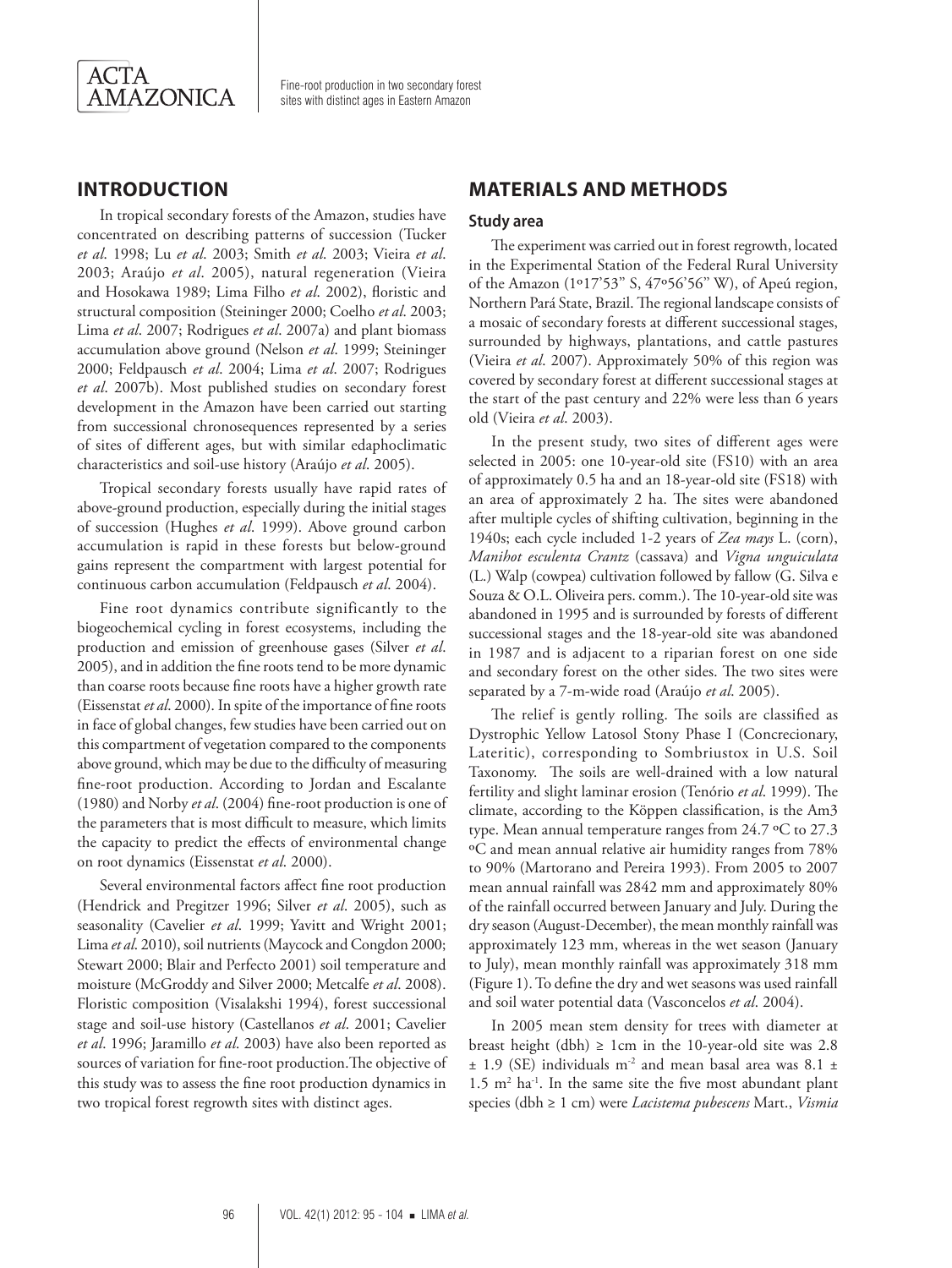## INTRODUCTION

In tropical secondary forests of the Amazon, studies have concentrated on describing patterns of succession (Tucker *et al*. 1998; Lu *et al*. 2003; Smith *et al*. 2003; Vieira *et al*. 2003; Araújo *et al*. 2005), natural regeneration (Vieira and Hosokawa 1989; Lima Filho *et al*. 2002), floristic and structural composition (Steininger 2000; Coelho *et al*. 2003; Lima *et al*. 2007; Rodrigues *et al*. 2007a) and plant biomass accumulation above ground (Nelson *et al*. 1999; Steininger 2000; Feldpausch *et al*. 2004; Lima *et al*. 2007; Rodrigues *et al*. 2007b). Most published studies on secondary forest development in the Amazon have been carried out starting from successional chronosequences represented by a series of sites of different ages, but with similar edaphoclimatic characteristics and soil-use history (Araújo *et al*. 2005).

Tropical secondary forests usually have rapid rates of above-ground production, especially during the initial stages of succession (Hughes *et al*. 1999). Above ground carbon accumulation is rapid in these forests but below-ground gains represent the compartment with largest potential for continuous carbon accumulation (Feldpausch *et al*. 2004).

Fine root dynamics contribute significantly to the biogeochemical cycling in forest ecosystems, including the production and emission of greenhouse gases (Silver *et al*. 2005), and in addition the fine roots tend to be more dynamic than coarse roots because fine roots have a higher growth rate (Eissenstat *et al*. 2000). In spite of the importance of fine roots in face of global changes, few studies have been carried out on this compartment of vegetation compared to the components above ground, which may be due to the difficulty of measuring fine-root production. According to Jordan and Escalante (1980) and Norby *et al*. (2004) fine-root production is one of the parameters that is most difficult to measure, which limits the capacity to predict the effects of environmental change on root dynamics (Eissenstat *et al*. 2000).

Several environmental factors affect fine root production (Hendrick and Pregitzer 1996; Silver *et al*. 2005), such as seasonality (Cavelier *et al*. 1999; Yavitt and Wright 2001; Lima *et al*. 2010), soil nutrients (Maycock and Congdon 2000; Stewart 2000; Blair and Perfecto 2001) soil temperature and moisture (McGroddy and Silver 2000; Metcalfe *et al*. 2008). Floristic composition (Visalakshi 1994), forest successional stage and soil-use history (Castellanos *et al*. 2001; Cavelier *et al*. 1996; Jaramillo *et al*. 2003) have also been reported as sources of variation for fine-root production. The objective of this study was to assess the fine root production dynamics in two tropical forest regrowth sites with distinct ages.

## MATERIALS AND METHODS

### Study area

The experiment was carried out in forest regrowth, located in the Experimental Station of the Federal Rural University of the Amazon (1º17'53" S, 47º56'56" W), of Apeú region, Northern Pará State, Brazil. The regional landscape consists of a mosaic of secondary forests at different successional stages, surrounded by highways, plantations, and cattle pastures (Vieira *et al*. 2007). Approximately 50% of this region was covered by secondary forest at different successional stages at the start of the past century and 22% were less than 6 years old (Vieira *et al*. 2003).

In the present study, two sites of different ages were selected in 2005: one 10-year-old site (FS10) with an area of approximately 0.5 ha and an 18-year-old site (FS18) with an area of approximately 2 ha. The sites were abandoned after multiple cycles of shifting cultivation, beginning in the 1940s; each cycle included 1-2 years of *Zea mays* L. (corn), *Manihot esculenta Crantz* (cassava) and *Vigna unguiculata* (L.) Walp (cowpea) cultivation followed by fallow (G. Silva e Souza & O.L. Oliveira pers. comm.). The 10-year-old site was abandoned in 1995 and is surrounded by forests of different successional stages and the 18-year-old site was abandoned in 1987 and is adjacent to a riparian forest on one side and secondary forest on the other sides. The two sites were separated by a 7-m-wide road (Araújo *et al*. 2005).

The relief is gently rolling. The soils are classified as Dystrophic Yellow Latosol Stony Phase I (Concrecionary, Lateritic), corresponding to Sombriustox in U.S. Soil Taxonomy. The soils are well-drained with a low natural fertility and slight laminar erosion (Tenório *et al*. 1999). The climate, according to the Köppen classification, is the Am3 type. Mean annual temperature ranges from 24.7 ºC to 27.3 ºC and mean annual relative air humidity ranges from 78% to 90% (Martorano and Pereira 1993). From 2005 to 2007 mean annual rainfall was 2842 mm and approximately 80% of the rainfall occurred between January and July. During the dry season (August-December), the mean monthly rainfall was approximately 123 mm, whereas in the wet season (January to July), mean monthly rainfall was approximately 318 mm (Figure 1). To define the dry and wet seasons was used rainfall and soil water potential data (Vasconcelos *et al*. 2004).

In 2005 mean stem density for trees with diameter at breast height (dbh) ≥ 1cm in the 10-year-old site was 2.8 ± 1.9 (SE) individuals $m^{-2}$ and mean basal area was 8.1 ± 1.5 $m^2$ $ha^{-1}$. In the same site the five most abundant plant species (dbh ≥ 1 cm) were *Lacistema pubescens* Mart., *Vismia*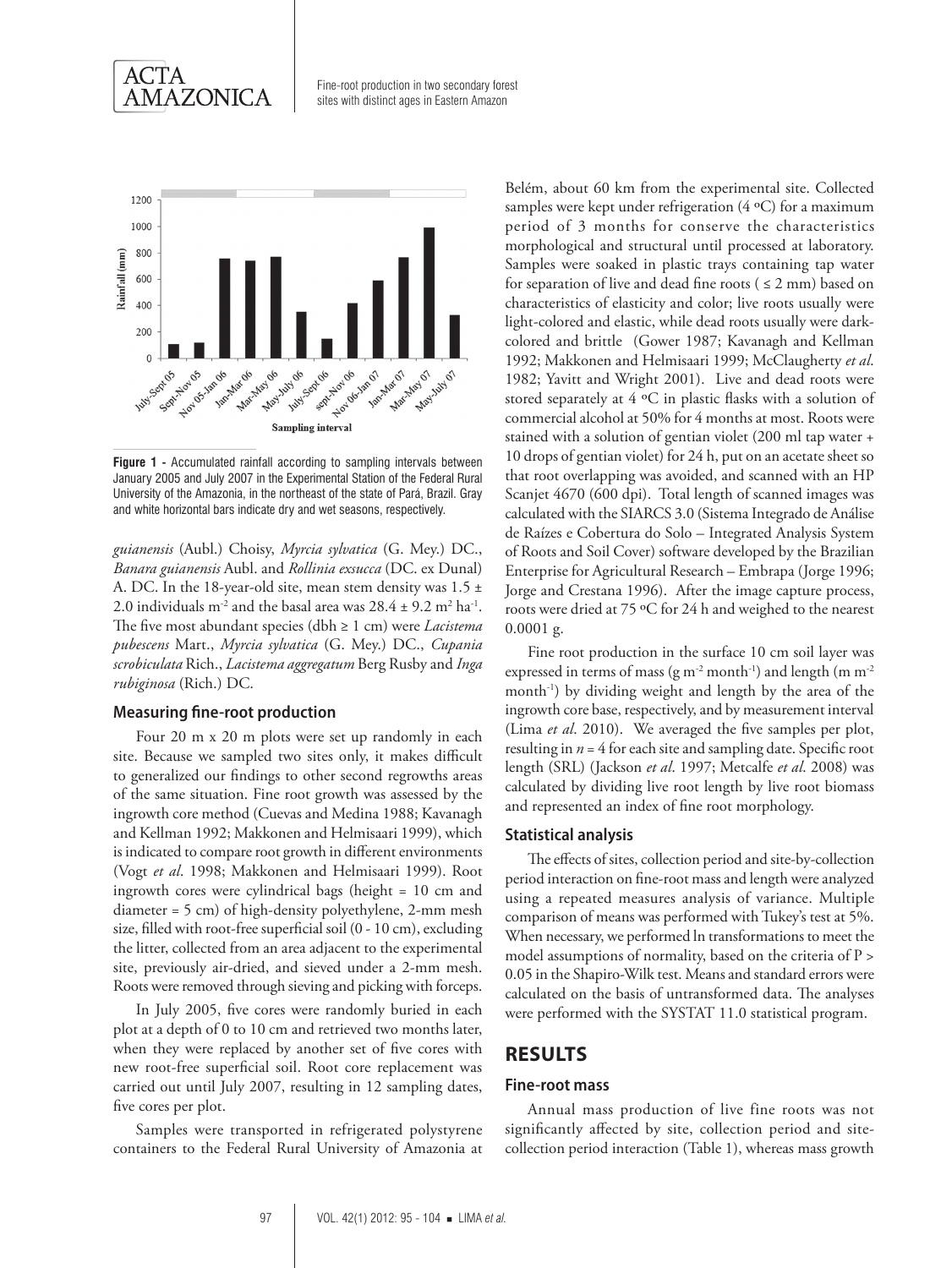**Figure 1 -** Accumulated rainfall according to sampling intervals between January 2005 and July 2007 in the Experimental Station of the Federal Rural University of the Amazonia, in the northeast of the state of Pará, Brazil. Gray and white horizontal bars indicate dry and wet seasons, respectively.

*guianensis* (Aubl.) Choisy, *Myrcia sylvatica* (G. Mey.) DC., *Banara guianensis* Aubl. and *Rollinia exsucca* (DC. ex Dunal) A. DC. In the 18-year-old site, mean stem density was 1.5 ± 2.0 individuals $m^{-2}$ and the basal area was 28.4 ± 9.2 $m^2$ $ha^{-1}$. The five most abundant species (dbh ≥ 1 cm) were *Lacistema pubescens* Mart., *Myrcia sylvatica* (G. Mey.) DC., *Cupania scrobiculata* Rich., *Lacistema aggregatum* Berg Rusby and *Inga rubiginosa* (Rich.) DC.

### Measuring fine-root production

Four 20 m x 20 m plots were set up randomly in each site. Because we sampled two sites only, it makes difficult to generalized our findings to other second regrowths areas of the same situation. Fine root growth was assessed by the ingrowth core method (Cuevas and Medina 1988; Kavanagh and Kellman 1992; Makkonen and Helmisaari 1999), which is indicated to compare root growth in different environments (Vogt *et al.* 1998; Makkonen and Helmisaari 1999). Root ingrowth cores were cylindrical bags (height = 10 cm and diameter = 5 cm) of high-density polyethylene, 2-mm mesh size, filled with root-free superficial soil (0 - 10 cm), excluding the litter, collected from an area adjacent to the experimental site, previously air-dried, and sieved under a 2-mm mesh. Roots were removed through sieving and picking with forceps.

In July 2005, five cores were randomly buried in each plot at a depth of 0 to 10 cm and retrieved two months later, when they were replaced by another set of five cores with new root-free superficial soil. Root core replacement was carried out until July 2007, resulting in 12 sampling dates, five cores per plot.

Samples were transported in refrigerated polystyrene containers to the Federal Rural University of Amazonia at Belém, about 60 km from the experimental site. Collected samples were kept under refrigeration (4 ºC) for a maximum period of 3 months for conserve the characteristics morphological and structural until processed at laboratory. Samples were soaked in plastic trays containing tap water for separation of live and dead fine roots ( ≤ 2 mm) based on characteristics of elasticity and color; live roots usually were light-colored and elastic, while dead roots usually were dark-colored and brittle (Gower 1987; Kavanagh and Kellman 1992; Makkonen and Helmisaari 1999; McClaugherty *et al.* 1982; Yavitt and Wright 2001). Live and dead roots were stored separately at 4 ºC in plastic flasks with a solution of commercial alcohol at 50% for 4 months at most. Roots were stained with a solution of gentian violet (200 ml tap water + 10 drops of gentian violet) for 24 h, put on an acetate sheet so that root overlapping was avoided, and scanned with an HP Scanjet 4670 (600 dpi). Total length of scanned images was calculated with the SIARCS 3.0 (Sistema Integrado de Análise de Raízes e Cobertura do Solo – Integrated Analysis System of Roots and Soil Cover) software developed by the Brazilian Enterprise for Agricultural Research – Embrapa (Jorge 1996; Jorge and Crestana 1996). After the image capture process, roots were dried at 75 ºC for 24 h and weighed to the nearest 0.0001 g.

Fine root production in the surface 10 cm soil layer was expressed in terms of mass (g $m^{-2}$ $month^{-1}$) and length (m $m^{-2}$ $month^{-1}$) by dividing weight and length by the area of the ingrowth core base, respectively, and by measurement interval (Lima *et al.* 2010). We averaged the five samples per plot, resulting in $n = 4$ for each site and sampling date. Specific root length (SRL) (Jackson *et al.* 1997; Metcalfe *et al.* 2008) was calculated by dividing live root length by live root biomass and represented an index of fine root morphology.

### Statistical analysis

The effects of sites, collection period and site-by-collection period interaction on fine-root mass and length were analyzed using a repeated measures analysis of variance. Multiple comparison of means was performed with Tukey's test at 5%. When necessary, we performed ln transformations to meet the model assumptions of normality, based on the criteria of $P > 0.05$ in the Shapiro-Wilk test. Means and standard errors were calculated on the basis of untransformed data. The analyses were performed with the SYSTAT 11.0 statistical program.

## RESULTS

### Fine-root mass

Annual mass production of live fine roots was not significantly affected by site, collection period and site-collection period interaction (Table 1), whereas mass growth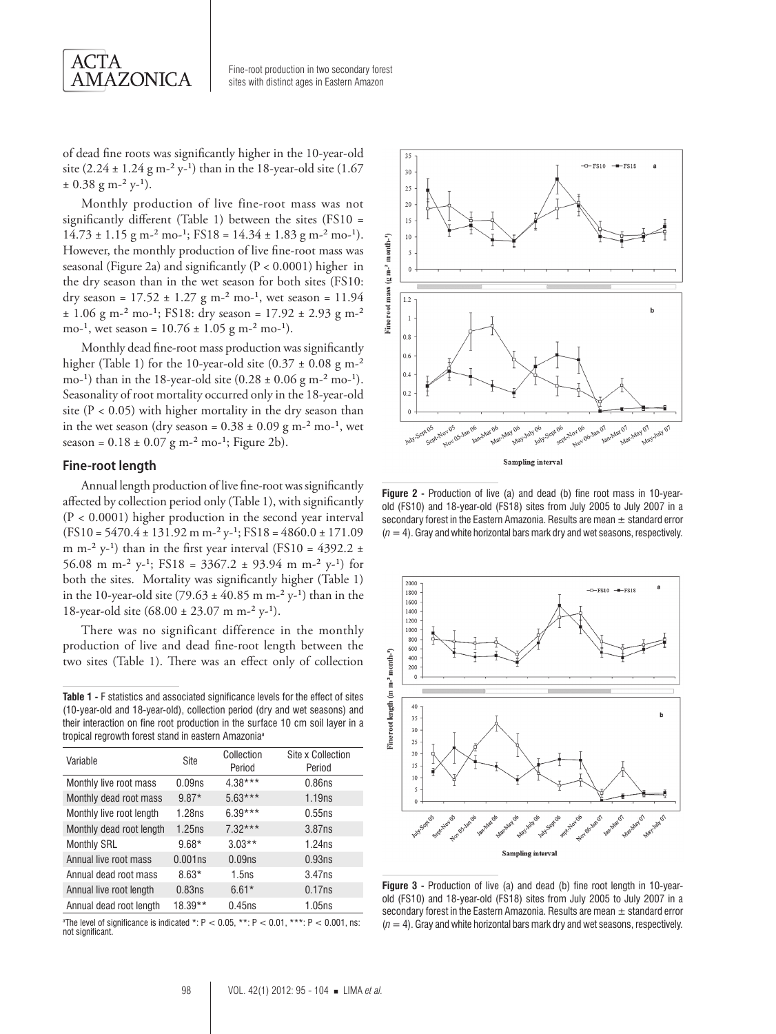of dead fine roots was significantly higher in the 10-year-old site ($2.24 \pm 1.24$ g m$^{-2}$ y$^{-1}$) than in the 18-year-old site ($1.67 \pm 0.38$ g m$^{-2}$ y$^{-1}$).

Monthly production of live fine-root mass was not significantly different (Table 1) between the sites (FS10 = $14.73 \pm 1.15$ g m$^{-2}$ mo$^{-1}$; FS18 = $14.34 \pm 1.83$ g m$^{-2}$ mo$^{-1}$). However, the monthly production of live fine-root mass was seasonal (Figure 2a) and significantly ($P < 0.0001$) higher in the dry season than in the wet season for both sites (FS10: dry season = $17.52 \pm 1.27$ g m$^{-2}$ mo$^{-1}$, wet season = $11.94 \pm 1.06$ g m$^{-2}$ mo$^{-1}$; FS18: dry season = $17.92 \pm 2.93$ g m$^{-2}$ mo$^{-1}$, wet season = $10.76 \pm 1.05$ g m$^{-2}$ mo$^{-1}$).

Monthly dead fine-root mass production was significantly higher (Table 1) for the 10-year-old site ($0.37 \pm 0.08$ g m$^{-2}$ mo$^{-1}$) than in the 18-year-old site ($0.28 \pm 0.06$ g m$^{-2}$ mo$^{-1}$). Seasonality of root mortality occurred only in the 18-year-old site ($P < 0.05$) with higher mortality in the dry season than in the wet season (dry season = $0.38 \pm 0.09$ g m$^{-2}$ mo$^{-1}$, wet season = $0.18 \pm 0.07$ g m$^{-2}$ mo$^{-1}$; Figure 2b).

## Fine-root length

Annual length production of live fine-root was significantly affected by collection period only (Table 1), with significantly ($P < 0.0001$) higher production in the second year interval (FS10 = $5470.4 \pm 131.92$ m m$^{-2}$ y$^{-1}$; FS18 = $4860.0 \pm 171.09$ m m$^{-2}$ y$^{-1}$) than in the first year interval (FS10 = $4392.2 \pm 56.08$ m m$^{-2}$ y$^{-1}$; FS18 = $3367.2 \pm 93.94$ m m$^{-2}$ y$^{-1}$) for both the sites. Mortality was significantly higher (Table 1) in the 10-year-old site ($79.63 \pm 40.85$ m m$^{-2}$ y$^{-1}$) than in the 18-year-old site ($68.00 \pm 23.07$ m m$^{-2}$ y$^{-1}$).

There was no significant difference in the monthly production of live and dead fine-root length between the two sites (Table 1). There was an effect only of collection

**Table 1 -** F statistics and associated significance levels for the effect of sites (10-year-old and 18-year-old), collection period (dry and wet seasons) and their interaction on fine root production in the surface 10 cm soil layer in a tropical regrowth forest stand in eastern Amazonia[a]

| Variable | Site | Collection Period | Site x Collection Period |
|---|---|---|---|
| Monthly live root mass | 0.09ns | 4.38*** | 0.86ns |
| Monthly dead root mass | 9.87* | 5.63*** | 1.19ns |
| Monthly live root length | 1.28ns | 6.39*** | 0.55ns |
| Monthly dead root length | 1.25ns | 7.32*** | 3.87ns |
| Monthly SRL | 9.68* | 3.03** | 1.24ns |
| Annual live root mass | 0.001ns | 0.09ns | 0.93ns |
| Annual dead root mass | 8.63* | 1.5ns | 3.47ns |
| Annual live root length | 0.83ns | 6.61* | 0.17ns |
| Annual dead root length | 18.39** | 0.45ns | 1.05ns |

[a]The level of significance is indicated *: $P < 0.05$, **: $P < 0.01$, ***: $P < 0.001$, ns: not significant.

**Figure 2 -** Production of live (a) and dead (b) fine root mass in 10-year-old (FS10) and 18-year-old (FS18) sites from July 2005 to July 2007 in a secondary forest in the Eastern Amazonia. Results are mean ± standard error ($n = 4$). Gray and white horizontal bars mark dry and wet seasons, respectively.

**Figure 3 -** Production of live (a) and dead (b) fine root length in 10-year-old (FS10) and 18-year-old (FS18) sites from July 2005 to July 2007 in a secondary forest in the Eastern Amazonia. Results are mean ± standard error ($n = 4$). Gray and white horizontal bars mark dry and wet seasons, respectively.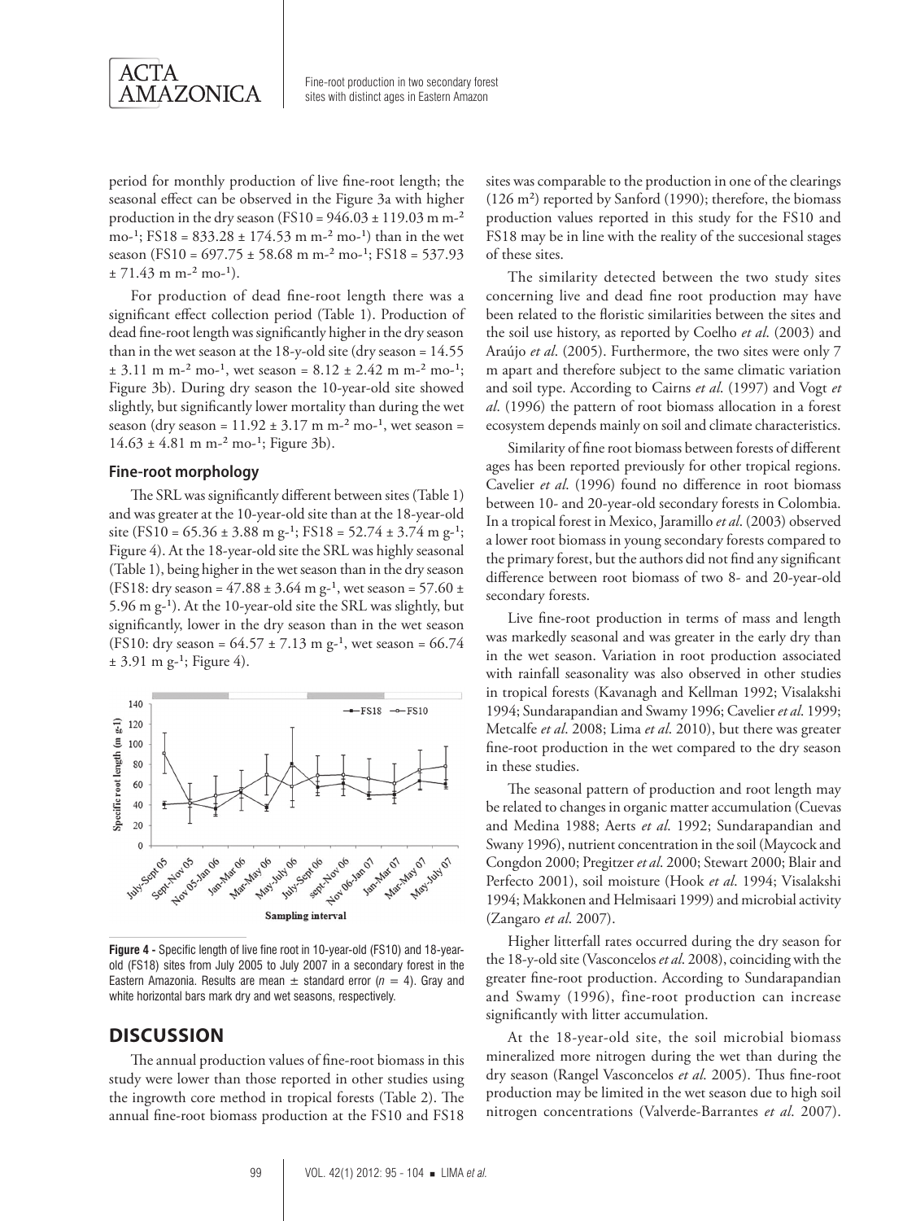period for monthly production of live fine-root length; the seasonal effect can be observed in the Figure 3a with higher production in the dry season (FS10 = 946.03 ± 119.03 m m-² mo-¹; FS18 = 833.28 ± 174.53 m m-² mo-¹) than in the wet season (FS10 = 697.75 ± 58.68 m m-² mo-¹; FS18 = 537.93 ± 71.43 m m-² mo-¹).

For production of dead fine-root length there was a significant effect collection period (Table 1). Production of dead fine-root length was significantly higher in the dry season than in the wet season at the 18-y-old site (dry season = 14.55 ± 3.11 m m-² mo-¹, wet season = 8.12 ± 2.42 m m-² mo-¹; Figure 3b). During dry season the 10-year-old site showed slightly, but significantly lower mortality than during the wet season (dry season = 11.92 ± 3.17 m m-² mo-¹, wet season = 14.63 ± 4.81 m m-² mo-¹; Figure 3b).

### Fine-root morphology

The SRL was significantly different between sites (Table 1) and was greater at the 10-year-old site than at the 18-year-old site (FS10 = 65.36 ± 3.88 m g-¹; FS18 = 52.74 ± 3.74 m g-¹; Figure 4). At the 18-year-old site the SRL was highly seasonal (Table 1), being higher in the wet season than in the dry season (FS18: dry season = 47.88 ± 3.64 m g-¹, wet season = 57.60 ± 5.96 m g-¹). At the 10-year-old site the SRL was slightly, but significantly, lower in the dry season than in the wet season (FS10: dry season = 64.57 ± 7.13 m g-¹, wet season = 66.74 ± 3.91 m g-¹; Figure 4).

**Figure 4 -** Specific length of live fine root in 10-year-old (FS10) and 18-year-old (FS18) sites from July 2005 to July 2007 in a secondary forest in the Eastern Amazonia. Results are mean ± standard error ($n$ = 4). Gray and white horizontal bars mark dry and wet seasons, respectively.

## DISCUSSION

The annual production values of fine-root biomass in this study were lower than those reported in other studies using the ingrowth core method in tropical forests (Table 2). The annual fine-root biomass production at the FS10 and FS18 sites was comparable to the production in one of the clearings (126 m²) reported by Sanford (1990); therefore, the biomass production values reported in this study for the FS10 and FS18 may be in line with the reality of the succesional stages of these sites.

The similarity detected between the two study sites concerning live and dead fine root production may have been related to the floristic similarities between the sites and the soil use history, as reported by Coelho *et al*. (2003) and Araújo *et al*. (2005). Furthermore, the two sites were only 7 m apart and therefore subject to the same climatic variation and soil type. According to Cairns *et al*. (1997) and Vogt *et al*. (1996) the pattern of root biomass allocation in a forest ecosystem depends mainly on soil and climate characteristics.

Similarity of fine root biomass between forests of different ages has been reported previously for other tropical regions. Cavelier *et al*. (1996) found no difference in root biomass between 10- and 20-year-old secondary forests in Colombia. In a tropical forest in Mexico, Jaramillo *et al*. (2003) observed a lower root biomass in young secondary forests compared to the primary forest, but the authors did not find any significant difference between root biomass of two 8- and 20-year-old secondary forests.

Live fine-root production in terms of mass and length was markedly seasonal and was greater in the early dry than in the wet season. Variation in root production associated with rainfall seasonality was also observed in other studies in tropical forests (Kavanagh and Kellman 1992; Visalakshi 1994; Sundarapandian and Swamy 1996; Cavelier *et al*. 1999; Metcalfe *et al*. 2008; Lima *et al*. 2010), but there was greater fine-root production in the wet compared to the dry season in these studies.

The seasonal pattern of production and root length may be related to changes in organic matter accumulation (Cuevas and Medina 1988; Aerts *et al*. 1992; Sundarapandian and Swany 1996), nutrient concentration in the soil (Maycock and Congdon 2000; Pregitzer *et al*. 2000; Stewart 2000; Blair and Perfecto 2001), soil moisture (Hook *et al*. 1994; Visalakshi 1994; Makkonen and Helmisaari 1999) and microbial activity (Zangaro *et al*. 2007).

Higher litterfall rates occurred during the dry season for the 18-y-old site (Vasconcelos *et al*. 2008), coinciding with the greater fine-root production. According to Sundarapandian and Swamy (1996), fine-root production can increase significantly with litter accumulation.

At the 18-year-old site, the soil microbial biomass mineralized more nitrogen during the wet than during the dry season (Rangel Vasconcelos *et al*. 2005). Thus fine-root production may be limited in the wet season due to high soil nitrogen concentrations (Valverde-Barrantes *et al*. 2007).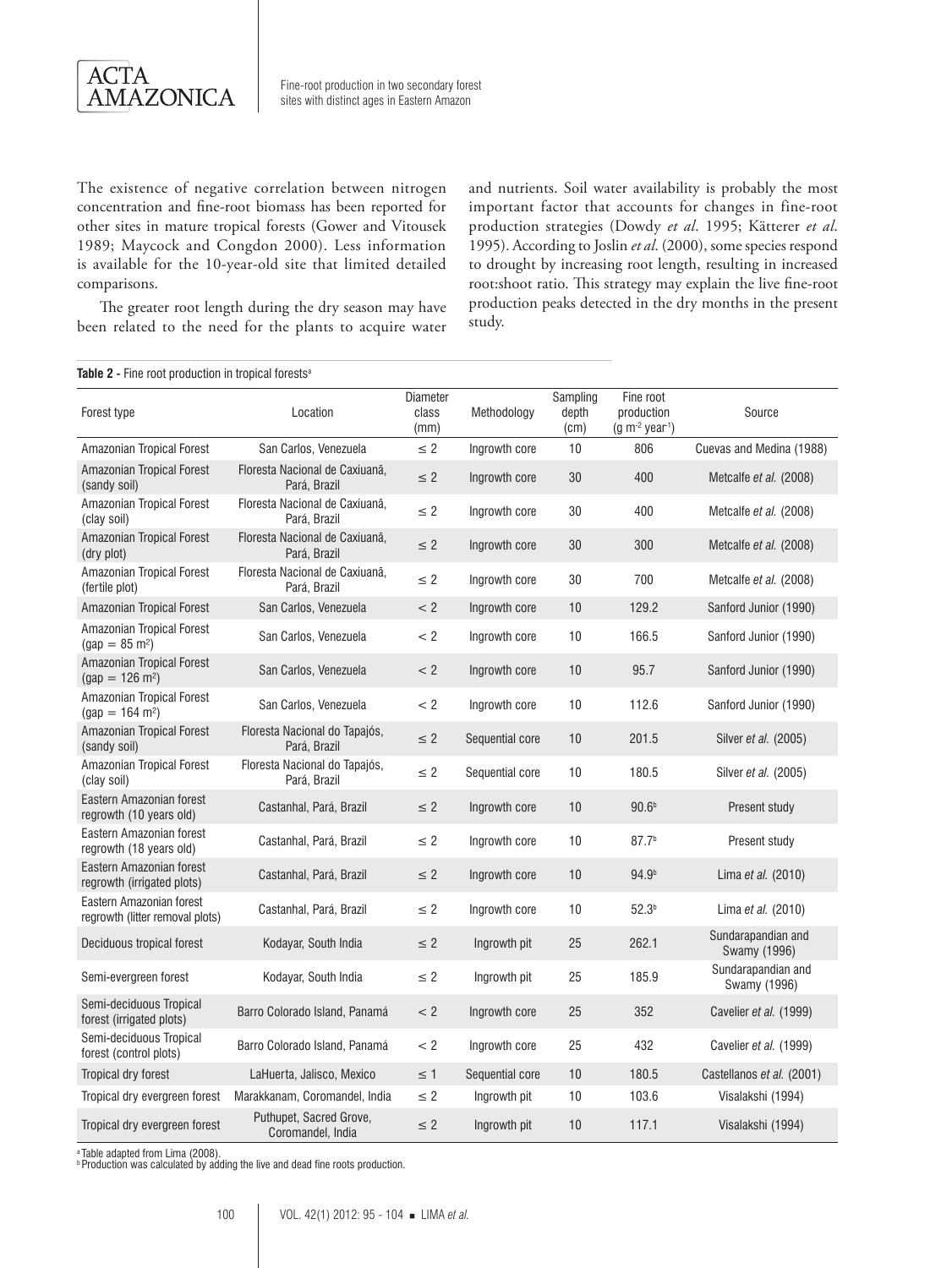The existence of negative correlation between nitrogen concentration and fine-root biomass has been reported for other sites in mature tropical forests (Gower and Vitousek 1989; Maycock and Congdon 2000). Less information is available for the 10-year-old site that limited detailed comparisons.

The greater root length during the dry season may have been related to the need for the plants to acquire water and nutrients. Soil water availability is probably the most important factor that accounts for changes in fine-root production strategies (Dowdy *et al*. 1995; Kätterer *et al*. 1995). According to Joslin *et al*. (2000), some species respond to drought by increasing root length, resulting in increased root:shoot ratio. This strategy may explain the live fine-root production peaks detected in the dry months in the present study.

**Table 2** - Fine root production in tropical forests[a]

| Forest type | Location | Diameter class (mm) | Methodology | Sampling depth (cm) | Fine root production ($g\ m^{-2}\ year^{-1}$) | Source |
|---|---|---|---|---|---|---|
| Amazonian Tropical Forest | San Carlos, Venezuela | ≤ 2 | Ingrowth core | 10 | 806 | Cuevas and Medina (1988) |
| Amazonian Tropical Forest (sandy soil) | Floresta Nacional de Caxiuanã, Pará, Brazil | ≤ 2 | Ingrowth core | 30 | 400 | Metcalfe *et al.* (2008) |
| Amazonian Tropical Forest (clay soil) | Floresta Nacional de Caxiuanã, Pará, Brazil | ≤ 2 | Ingrowth core | 30 | 400 | Metcalfe *et al.* (2008) |
| Amazonian Tropical Forest (dry plot) | Floresta Nacional de Caxiuanã, Pará, Brazil | ≤ 2 | Ingrowth core | 30 | 300 | Metcalfe *et al.* (2008) |
| Amazonian Tropical Forest (fertile plot) | Floresta Nacional de Caxiuanã, Pará, Brazil | ≤ 2 | Ingrowth core | 30 | 700 | Metcalfe *et al.* (2008) |
| Amazonian Tropical Forest | San Carlos, Venezuela | < 2 | Ingrowth core | 10 | 129.2 | Sanford Junior (1990) |
| Amazonian Tropical Forest (gap = 85 $m^2$) | San Carlos, Venezuela | < 2 | Ingrowth core | 10 | 166.5 | Sanford Junior (1990) |
| Amazonian Tropical Forest (gap = 126 $m^2$) | San Carlos, Venezuela | < 2 | Ingrowth core | 10 | 95.7 | Sanford Junior (1990) |
| Amazonian Tropical Forest (gap = 164 $m^2$) | San Carlos, Venezuela | < 2 | Ingrowth core | 10 | 112.6 | Sanford Junior (1990) |
| Amazonian Tropical Forest (sandy soil) | Floresta Nacional do Tapajós, Pará, Brazil | ≤ 2 | Sequential core | 10 | 201.5 | Silver *et al.* (2005) |
| Amazonian Tropical Forest (clay soil) | Floresta Nacional do Tapajós, Pará, Brazil | ≤ 2 | Sequential core | 10 | 180.5 | Silver *et al.* (2005) |
| Eastern Amazonian forest regrowth (10 years old) | Castanhal, Pará, Brazil | ≤ 2 | Ingrowth core | 10 | 90.6[b] | Present study |
| Eastern Amazonian forest regrowth (18 years old) | Castanhal, Pará, Brazil | ≤ 2 | Ingrowth core | 10 | 87.7[b] | Present study |
| Eastern Amazonian forest regrowth (irrigated plots) | Castanhal, Pará, Brazil | ≤ 2 | Ingrowth core | 10 | 94.9[b] | Lima *et al.* (2010) |
| Eastern Amazonian forest regrowth (litter removal plots) | Castanhal, Pará, Brazil | ≤ 2 | Ingrowth core | 10 | 52.3[b] | Lima *et al.* (2010) |
| Deciduous tropical forest | Kodayar, South India | ≤ 2 | Ingrowth pit | 25 | 262.1 | Sundarapandian and Swamy (1996) |
| Semi-evergreen forest | Kodayar, South India | ≤ 2 | Ingrowth pit | 25 | 185.9 | Sundarapandian and Swamy (1996) |
| Semi-deciduous Tropical forest (irrigated plots) | Barro Colorado Island, Panamá | < 2 | Ingrowth core | 25 | 352 | Cavelier *et al.* (1999) |
| Semi-deciduous Tropical forest (control plots) | Barro Colorado Island, Panamá | < 2 | Ingrowth core | 25 | 432 | Cavelier *et al.* (1999) |
| Tropical dry forest | LaHuerta, Jalisco, Mexico | ≤ 1 | Sequential core | 10 | 180.5 | Castellanos *et al.* (2001) |
| Tropical dry evergreen forest | Marakkanam, Coromandel, India | ≤ 2 | Ingrowth pit | 10 | 103.6 | Visalakshi (1994) |
| Tropical dry evergreen forest | Puthupet, Sacred Grove, Coromandel, India | ≤ 2 | Ingrowth pit | 10 | 117.1 | Visalakshi (1994) |

[a] Table adapted from Lima (2008).
[b] Production was calculated by adding the live and dead fine roots production.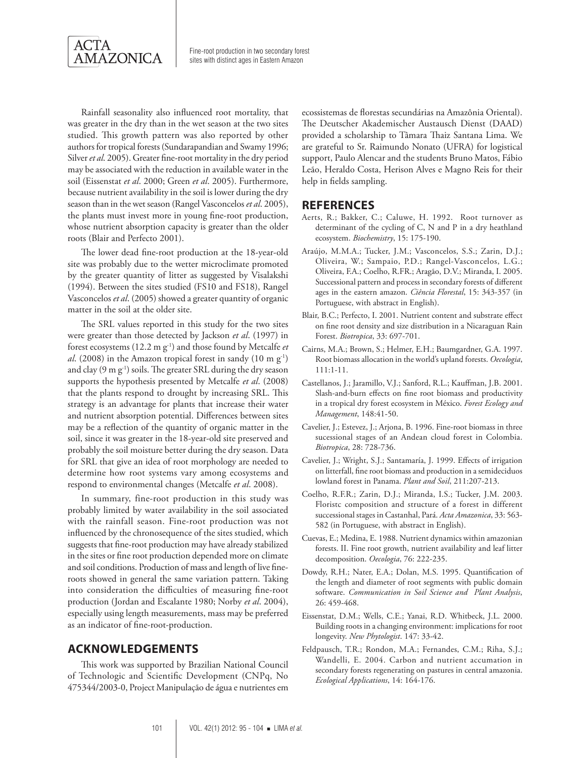Rainfall seasonality also influenced root mortality, that was greater in the dry than in the wet season at the two sites studied. This growth pattern was also reported by other authors for tropical forests (Sundarapandian and Swamy 1996; Silver *et al*. 2005). Greater fine-root mortality in the dry period may be associated with the reduction in available water in the soil (Eissenstat *et al*. 2000; Green *et al*. 2005). Furthermore, because nutrient availability in the soil is lower during the dry season than in the wet season (Rangel Vasconcelos *et al*. 2005), the plants must invest more in young fine-root production, whose nutrient absorption capacity is greater than the older roots (Blair and Perfecto 2001).

The lower dead fine-root production at the 18-year-old site was probably due to the wetter microclimate promoted by the greater quantity of litter as suggested by Visalakshi (1994). Between the sites studied (FS10 and FS18), Rangel Vasconcelos *et al*. (2005) showed a greater quantity of organic matter in the soil at the older site.

The SRL values reported in this study for the two sites were greater than those detected by Jackson *et al*. (1997) in forest ecosystems (12.2 m $g^{-1}$) and those found by Metcalfe *et al*. (2008) in the Amazon tropical forest in sandy (10 m $g^{-1}$) and clay (9 m $g^{-1}$) soils. The greater SRL during the dry season supports the hypothesis presented by Metcalfe *et al*. (2008) that the plants respond to drought by increasing SRL. This strategy is an advantage for plants that increase their water and nutrient absorption potential. Differences between sites may be a reflection of the quantity of organic matter in the soil, since it was greater in the 18-year-old site preserved and probably the soil moisture better during the dry season. Data for SRL that give an idea of root morphology are needed to determine how root systems vary among ecosystems and respond to environmental changes (Metcalfe *et al*. 2008).

In summary, fine-root production in this study was probably limited by water availability in the soil associated with the rainfall season. Fine-root production was not influenced by the chronosequence of the sites studied, which suggests that fine-root production may have already stabilized in the sites or fine root production depended more on climate and soil conditions. Production of mass and length of live fine-roots showed in general the same variation pattern. Taking into consideration the difficulties of measuring fine-root production (Jordan and Escalante 1980; Norby *et al*. 2004), especially using length measurements, mass may be preferred as an indicator of fine-root-production.

## ACKNOWLEDGEMENTS

This work was supported by Brazilian National Council of Technologic and Scientific Development (CNPq, No 475344/2003-0, Project Manipulação de água e nutrientes em ecossistemas de florestas secundárias na Amazônia Oriental). The Deutscher Akademischer Austausch Dienst (DAAD) provided a scholarship to Tâmara Thaiz Santana Lima. We are grateful to Sr. Raimundo Nonato (UFRA) for logistical support, Paulo Alencar and the students Bruno Matos, Fábio Leão, Heraldo Costa, Herison Alves e Magno Reis for their help in fields sampling.

## REFERENCES

Aerts, R.; Bakker, C.; Caluwe, H. 1992. Root turnover as determinant of the cycling of C, N and P in a dry heathland ecosystem. *Biochemistry*, 15: 175-190.

Araújo, M.M.A.; Tucker, J.M.; Vasconcelos, S.S.; Zarin, D.J.; Oliveira, W.; Sampaio, P.D.; Rangel-Vasconcelos, L.G.; Oliveira, F.A.; Coelho, R.FR.; Aragão, D.V.; Miranda, I. 2005. Successional pattern and process in secondary forests of different ages in the eastern amazon. *Ciência Florestal*, 15: 343-357 (in Portuguese, with abstract in English).

Blair, B.C.; Perfecto, I. 2001. Nutrient content and substrate effect on fine root density and size distribution in a Nicaraguan Rain Forest. *Biotropica*, 33: 697-701.

Cairns, M.A.; Brown, S.; Helmer, E.H.; Baumgardner, G.A. 1997. Root biomass allocation in the world's upland forests. *Oecologia*, 111:1-11.

Castellanos, J.; Jaramillo, V.J.; Sanford, R.L.; Kauffman, J.B. 2001. Slash-and-burn effects on fine root biomass and productivity in a tropical dry forest ecosystem in México. *Forest Ecology and Management*, 148:41-50.

Cavelier, J.; Estevez, J.; Arjona, B. 1996. Fine-root biomass in three sucessional stages of an Andean cloud forest in Colombia. *Biotropica*, 28: 728-736.

Cavelier, J.; Wright, S.J.; Santamaría, J. 1999. Effects of irrigation on litterfall, fine root biomass and production in a semideciduos lowland forest in Panama. *Plant and Soil*, 211:207-213.

Coelho, R.F.R.; Zarin, D.J.; Miranda, I.S.; Tucker, J.M. 2003. Floristc composition and structure of a forest in different successional stages in Castanhal, Pará. *Acta Amazonica*, 33: 563-582 (in Portuguese, with abstract in English).

Cuevas, E.; Medina, E. 1988. Nutrient dynamics within amazonian forests. II. Fine root growth, nutrient availability and leaf litter decomposition. *Oecologia*, 76: 222-235.

Dowdy, R.H.; Nater, E.A.; Dolan, M.S. 1995. Quantification of the length and diameter of root segments with public domain software. *Communication in Soil Science and Plant Analysis*, 26: 459-468.

Eissenstat, D.M.; Wells, C.E.; Yanai, R.D. Whitbeck, J.L. 2000. Building roots in a changing environment: implications for root longevity. *New Phytologist*. 147: 33-42.

Feldpausch, T.R.; Rondon, M.A.; Fernandes, C.M.; Riha, S.J.; Wandelli, E. 2004. Carbon and nutrient accumation in secondary forests regenerating on pastures in central amazonia. *Ecological Applications*, 14: 164-176.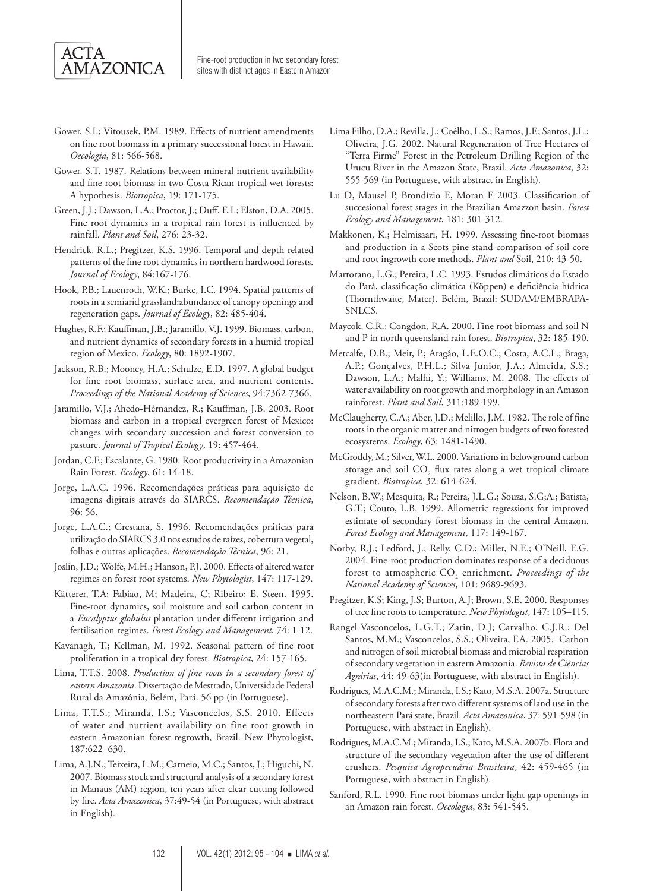Gower, S.I.; Vitousek, P.M. 1989. Effects of nutrient amendments on fine root biomass in a primary successional forest in Hawaii. *Oecologia*, 81: 566-568.

Gower, S.T. 1987. Relations between mineral nutrient availability and fine root biomass in two Costa Rican tropical wet forests: A hypothesis. *Biotropica*, 19: 171-175.

Green, J.J.; Dawson, L.A.; Proctor, J.; Duff, E.I.; Elston, D.A. 2005. Fine root dynamics in a tropical rain forest is influenced by rainfall. *Plant and Soil*, 276: 23-32.

Hendrick, R.L.; Pregitzer, K.S. 1996. Temporal and depth related patterns of the fine root dynamics in northern hardwood forests. *Journal of Ecology*, 84:167-176.

Hook, P.B.; Lauenroth, W.K.; Burke, I.C. 1994. Spatial patterns of roots in a semiarid grassland:abundance of canopy openings and regeneration gaps. *Journal of Ecology*, 82: 485-404.

Hughes, R.F.; Kauffman, J.B.; Jaramillo, V.J. 1999. Biomass, carbon, and nutrient dynamics of secondary forests in a humid tropical region of Mexico. *Ecology*, 80: 1892-1907.

Jackson, R.B.; Mooney, H.A.; Schulze, E.D. 1997. A global budget for fine root biomass, surface area, and nutrient contents. *Proceedings of the National Academy of Sciences*, 94:7362-7366.

Jaramillo, V.J.; Ahedo-Hérnandez, R.; Kauffman, J.B. 2003. Root biomass and carbon in a tropical evergreen forest of Mexico: changes with secondary succession and forest conversion to pasture. *Journal of Tropical Ecology*, 19: 457-464.

Jordan, C.F.; Escalante, G. 1980. Root productivity in a Amazonian Rain Forest. *Ecology*, 61: 14-18.

Jorge, L.A.C. 1996. Recomendações práticas para aquisição de imagens digitais através do SIARCS. *Recomendação Técnica*, 96: 56.

Jorge, L.A.C.; Crestana, S. 1996. Recomendações práticas para utilização do SIARCS 3.0 nos estudos de raízes, cobertura vegetal, folhas e outras aplicações. *Recomendação Técnica*, 96: 21.

Joslin, J.D.; Wolfe, M.H.; Hanson, P.J. 2000. Effects of altered water regimes on forest root systems. *New Phytologist*, 147: 117-129.

Kätterer, T.A; Fabiao, M; Madeira, C; Ribeiro; E. Steen. 1995. Fine-root dynamics, soil moisture and soil carbon content in a *Eucalyptus globulus* plantation under different irrigation and fertilisation regimes. *Forest Ecology and Management*, 74: 1-12.

Kavanagh, T.; Kellman, M. 1992. Seasonal pattern of fine root proliferation in a tropical dry forest. *Biotropica*, 24: 157-165.

Lima, T.T.S. 2008. *Production of fine roots in a secondary forest of eastern Amazonia*. Dissertação de Mestrado, Universidade Federal Rural da Amazônia, Belém, Pará. 56 pp (in Portuguese).

Lima, T.T.S.; Miranda, I.S.; Vasconcelos, S.S. 2010. Effects of water and nutrient availability on fine root growth in eastern Amazonian forest regrowth, Brazil. New Phytologist, 187:622–630.

Lima, A.J.N.; Teixeira, L.M.; Carneio, M.C.; Santos, J.; Higuchi, N. 2007. Biomass stock and structural analysis of a secondary forest in Manaus (AM) region, ten years after clear cutting followed by fire. *Acta Amazonica*, 37:49-54 (in Portuguese, with abstract in English).

Lima Filho, D.A.; Revilla, J.; Coêlho, L.S.; Ramos, J.F.; Santos, J.L.; Oliveira, J.G. 2002. Natural Regeneration of Tree Hectares of "Terra Firme" Forest in the Petroleum Drilling Region of the Urucu River in the Amazon State, Brazil. *Acta Amazonica*, 32: 555-569 (in Portuguese, with abstract in English).

Lu D, Mausel P, Brondízio E, Moran E 2003. Classification of succesional forest stages in the Brazilian Amazzon basin. *Forest Ecology and Management*, 181: 301-312.

Makkonen, K.; Helmisaari, H. 1999. Assessing fine-root biomass and production in a Scots pine stand-comparison of soil core and root ingrowth core methods. *Plant and* Soil, 210: 43-50.

Martorano, L.G.; Pereira, L.C. 1993. Estudos climáticos do Estado do Pará, classificação climática (Köppen) e deficiência hídrica (Thornthwaite, Mater). Belém, Brazil: SUDAM/EMBRAPA-SNLCS.

Maycok, C.R.; Congdon, R.A. 2000. Fine root biomass and soil N and P in north queensland rain forest. *Biotropica*, 32: 185-190.

Metcalfe, D.B.; Meir, P.; Aragão, L.E.O.C.; Costa, A.C.L.; Braga, A.P.; Gonçalves, P.H.L.; Silva Junior, J.A.; Almeida, S.S.; Dawson, L.A.; Malhi, Y.; Williams, M. 2008. The effects of water availability on root growth and morphology in an Amazon rainforest. *Plant and Soil*, 311:189-199.

McClaugherty, C.A.; Aber, J.D.; Melillo, J.M. 1982. The role of fine roots in the organic matter and nitrogen budgets of two forested ecosystems. *Ecology*, 63: 1481-1490.

McGroddy, M.; Silver, W.L. 2000. Variations in belowground carbon storage and soil $CO_2$ flux rates along a wet tropical climate gradient. *Biotropica*, 32: 614-624.

Nelson, B.W.; Mesquita, R.; Pereira, J.L.G.; Souza, S.G;A.; Batista, G.T.; Couto, L.B. 1999. Allometric regressions for improved estimate of secondary forest biomass in the central Amazon. *Forest Ecology and Management*, 117: 149-167.

Norby, R.J.; Ledford, J.; Relly, C.D.; Miller, N.E.; O'Neill, E.G. 2004. Fine-root production dominates response of a deciduous forest to atmospheric $CO_2$ enrichment. *Proceedings of the National Academy of Sciences*, 101: 9689-9693.

Pregitzer, K.S; King, J.S; Burton, A.J; Brown, S.E. 2000. Responses of tree fine roots to temperature. *New Phytologist*, 147: 105–115.

Rangel-Vasconcelos, L.G.T.; Zarin, D.J; Carvalho, C.J.R.; Del Santos, M.M.; Vasconcelos, S.S.; Oliveira, F.A. 2005. Carbon and nitrogen of soil microbial biomass and microbial respiration of secondary vegetation in eastern Amazonia. *Revista de Ciências Agrárias*, 44: 49-63(in Portuguese, with abstract in English).

Rodrigues, M.A.C.M.; Miranda, I.S.; Kato, M.S.A. 2007a. Structure of secondary forests after two different systems of land use in the northeastern Pará state, Brazil. *Acta Amazonica*, 37: 591-598 (in Portuguese, with abstract in English).

Rodrigues, M.A.C.M.; Miranda, I.S.; Kato, M.S.A. 2007b. Flora and structure of the secondary vegetation after the use of different crushers. *Pesquisa Agropecuária Brasileira*, 42: 459-465 (in Portuguese, with abstract in English).

Sanford, R.L. 1990. Fine root biomass under light gap openings in an Amazon rain forest. *Oecologia*, 83: 541-545.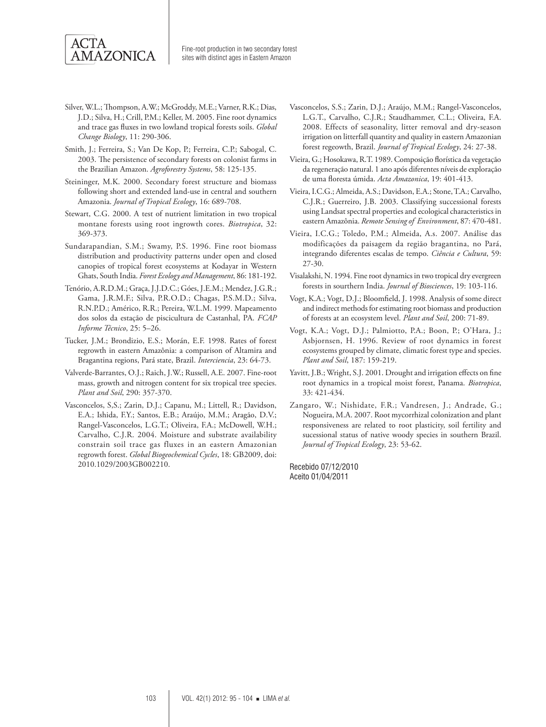Silver, W.L.; Thompson, A.W.; McGroddy, M.E.; Varner, R.K.; Dias, J.D.; Silva, H.; Crill, P.M.; Keller, M. 2005. Fine root dynamics and trace gas fluxes in two lowland tropical forests soils. *Global Change Biology*, 11: 290-306.

Smith, J.; Ferreira, S.; Van De Kop, P.; Ferreira, C.P.; Sabogal, C. 2003. The persistence of secondary forests on colonist farms in the Brazilian Amazon. *Agroforestry Systems*, 58: 125-135.

Steininger, M.K. 2000. Secondary forest structure and biomass following short and extended land-use in central and southern Amazonia. *Journal of Tropical Ecology*, 16: 689-708.

Stewart, C.G. 2000. A test of nutrient limitation in two tropical montane forests using root ingrowth cores. *Biotropica*, 32: 369-373.

Sundarapandian, S.M.; Swamy, P.S. 1996. Fine root biomass distribution and productivity patterns under open and closed canopies of tropical forest ecosystems at Kodayar in Western Ghats, South India. *Forest Ecology and Management*, 86: 181-192.

Tenório, A.R.D.M.; Graça, J.J.D.C.; Góes, J.E.M.; Mendez, J.G.R.; Gama, J.R.M.F.; Silva, P.R.O.D.; Chagas, P.S.M.D.; Silva, R.N.P.D.; Américo, R.R.; Pereira, W.L.M. 1999. Mapeamento dos solos da estação de piscicultura de Castanhal, PA. *FCAP Informe Técnico*, 25: 5–26.

Tucker, J.M.; Brondizio, E.S.; Morán, E.F. 1998. Rates of forest regrowth in eastern Amazônia: a comparison of Altamira and Bragantina regions, Pará state, Brazil. *Interciencia*, 23: 64-73.

Valverde-Barrantes, O.J.; Raich, J.W.; Russell, A.E. 2007. Fine-root mass, growth and nitrogen content for six tropical tree species. *Plant and Soil*, 290: 357-370.

Vasconcelos, S,S.; Zarin, D.J.; Capanu, M.; Littell, R.; Davidson, E.A.; Ishida, F.Y.; Santos, E.B.; Araújo, M.M.; Aragão, D.V.; Rangel-Vasconcelos, L.G.T.; Oliveira, F.A.; McDowell, W.H.; Carvalho, C.J.R. 2004. Moisture and substrate availability constrain soil trace gas fluxes in an eastern Amazonian regrowth forest. *Global Biogeochemical Cycles*, 18: GB2009, doi: 2010.1029/2003GB002210.

Vasconcelos, S.S.; Zarin, D.J.; Araújo, M.M.; Rangel-Vasconcelos, L.G.T., Carvalho, C.J.R.; Staudhammer, C.L.; Oliveira, F.A. 2008. Effects of seasonality, litter removal and dry-season irrigation on litterfall quantity and quality in eastern Amazonian forest regeowth, Brazil. *Journal of Tropical Ecology*, 24: 27-38.

Vieira, G.; Hosokawa, R.T. 1989. Composição florística da vegetação da regeneração natural. 1 ano após diferentes níveis de exploração de uma floresta úmida. *Acta Amazonica*, 19: 401-413.

Vieira, I.C.G.; Almeida, A.S.; Davidson, E.A.; Stone, T.A.; Carvalho, C.J.R.; Guerreiro, J.B. 2003. Classifying successional forests using Landsat spectral properties and ecological characteristics in eastern Amazônia. *Remote Sensing of Environment*, 87: 470-481.

Vieira, I.C.G.; Toledo, P.M.; Almeida, A.s. 2007. Análise das modificações da paisagem da região bragantina, no Pará, integrando diferentes escalas de tempo. *Ciência e Cultura*, 59: 27-30.

Visalakshi, N. 1994. Fine root dynamics in two tropical dry evergreen forests in sourthern India. *Journal of Biosciences*, 19: 103-116.

Vogt, K.A.; Vogt, D.J.; Bloomfield, J. 1998. Analysis of some direct and indirect methods for estimating root biomass and production of forests at an ecosystem level. *Plant and Soil*, 200: 71-89.

Vogt, K.A.; Vogt, D.J.; Palmiotto, P.A.; Boon, P.; O'Hara, J.; Asbjornsen, H. 1996. Review of root dynamics in forest ecosystems grouped by climate, climatic forest type and species. *Plant and Soil*, 187: 159-219.

Yavitt, J.B.; Wright, S.J. 2001. Drought and irrigation effects on fine root dynamics in a tropical moist forest, Panama. *Biotropica*, 33: 421-434.

Zangaro, W.; Nishidate, F.R.; Vandresen, J.; Andrade, G.; Nogueira, M.A. 2007. Root mycorrhizal colonization and plant responsiveness are related to root plasticity, soil fertility and sucessional status of native woody species in southern Brazil. *Journal of Tropical Ecology*, 23: 53-62.

Recebido 07/12/2010
Aceito 01/04/2011